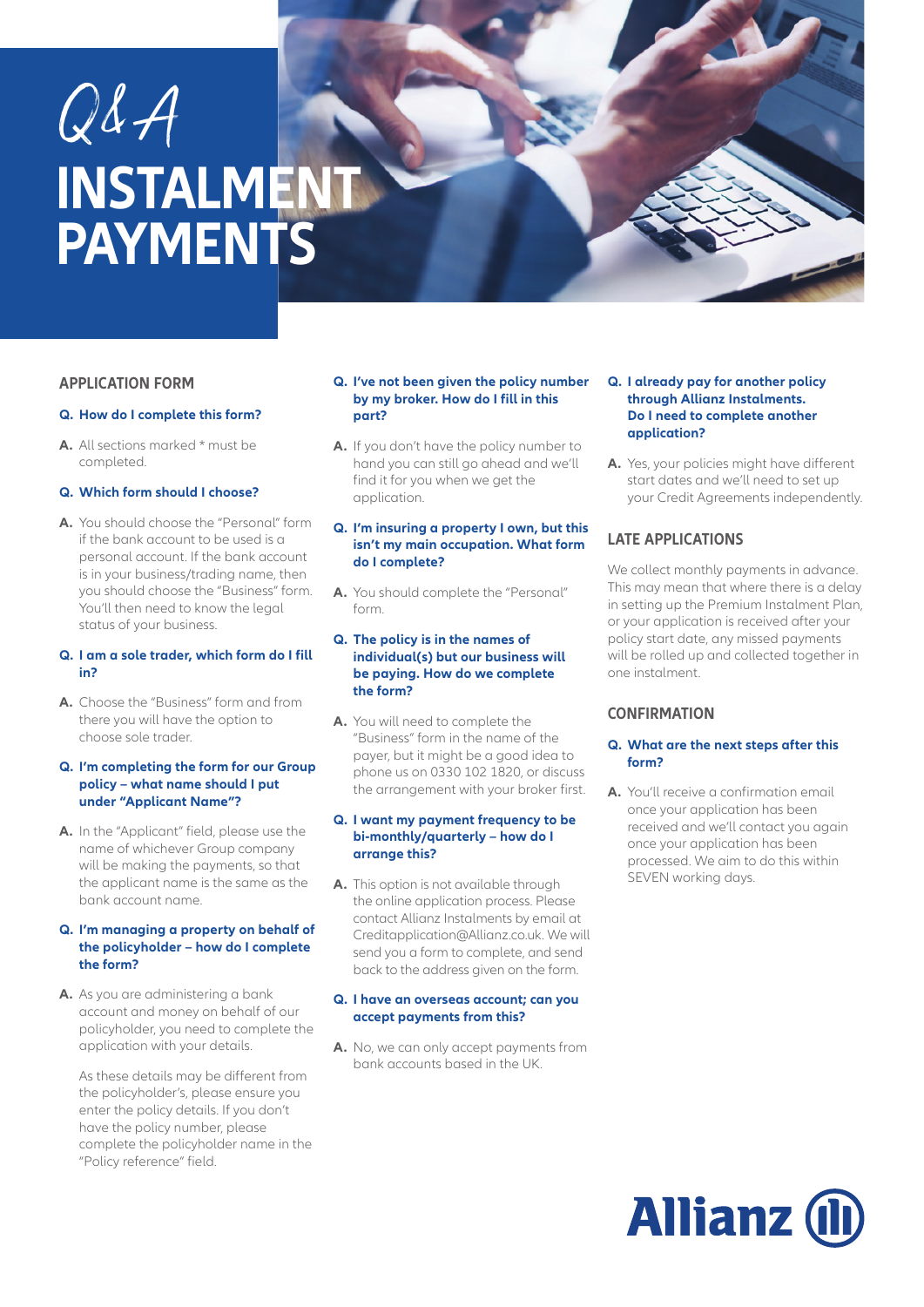# Q&A INSTALMENT PAYMENTS

## APPLICATION FORM

**Q. How do I complete this form?**

**A.** All sections marked * must be completed.

**Q. Which form should I choose?**

**A.** You should choose the "Personal" form if the bank account to be used is a personal account. If the bank account is in your business/trading name, then you should choose the "Business" form. You'll then need to know the legal status of your business.

**Q. I am a sole trader, which form do I fill in?**

**A.** Choose the "Business" form and from there you will have the option to choose sole trader.

**Q. I'm completing the form for our Group policy – what name should I put under "Applicant Name"?**

**A.** In the "Applicant" field, please use the name of whichever Group company will be making the payments, so that the applicant name is the same as the bank account name.

**Q. I'm managing a property on behalf of the policyholder – how do I complete the form?**

**A.** As you are administering a bank account and money on behalf of our policyholder, you need to complete the application with your details.

As these details may be different from the policyholder's, please ensure you enter the policy details. If you don't have the policy number, please complete the policyholder name in the "Policy reference" field.

**Q. I've not been given the policy number by my broker. How do I fill in this part?**

**A.** If you don't have the policy number to hand you can still go ahead and we'll find it for you when we get the application.

**Q. I'm insuring a property I own, but this isn't my main occupation. What form do I complete?**

**A.** You should complete the "Personal" form.

**Q. The policy is in the names of individual(s) but our business will be paying. How do we complete the form?**

**A.** You will need to complete the "Business" form in the name of the payer, but it might be a good idea to phone us on 0330 102 1820, or discuss the arrangement with your broker first.

**Q. I want my payment frequency to be bi-monthly/quarterly – how do I arrange this?**

**A.** This option is not available through the online application process. Please contact Allianz Instalments by email at Creditapplication@Allianz.co.uk. We will send you a form to complete, and send back to the address given on the form.

**Q. I have an overseas account; can you accept payments from this?**

**A.** No, we can only accept payments from bank accounts based in the UK.

**Q. I already pay for another policy through Allianz Instalments. Do I need to complete another application?**

**A.** Yes, your policies might have different start dates and we'll need to set up your Credit Agreements independently.

## LATE APPLICATIONS

We collect monthly payments in advance. This may mean that where there is a delay in setting up the Premium Instalment Plan, or your application is received after your policy start date, any missed payments will be rolled up and collected together in one instalment.

## CONFIRMATION

**Q. What are the next steps after this form?**

**A.** You'll receive a confirmation email once your application has been received and we'll contact you again once your application has been processed. We aim to do this within SEVEN working days.

Allianz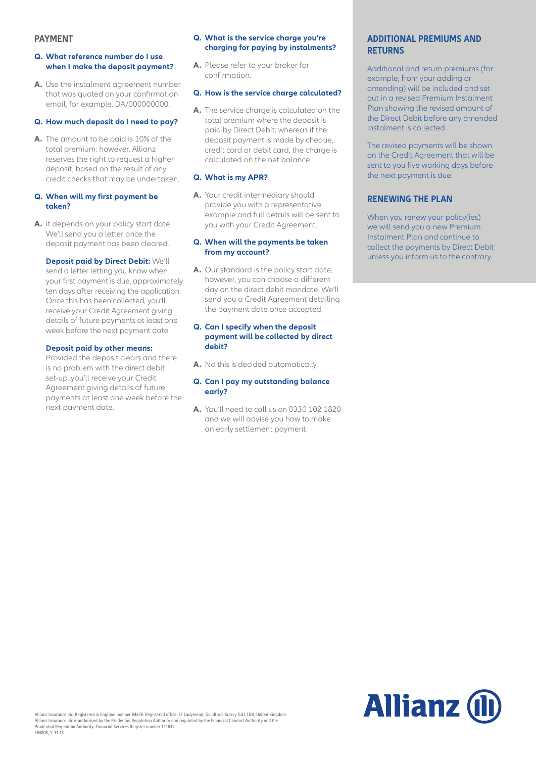## PAYMENT

**Q. What reference number do I use when I make the deposit payment?**

**A.** Use the instalment agreement number that was quoted on your confirmation email, for example, DA/000000000.

**Q. How much deposit do I need to pay?**

**A.** The amount to be paid is 10% of the total premium; however, Allianz reserves the right to request a higher deposit, based on the result of any credit checks that may be undertaken.

**Q. When will my first payment be taken?**

**A.** It depends on your policy start date. We'll send you a letter once the deposit payment has been cleared.

**Deposit paid by Direct Debit:** We'll send a letter letting you know when your first payment is due, approximately ten days after receiving the application. Once this has been collected, you'll receive your Credit Agreement giving details of future payments at least one week before the next payment date.

**Deposit paid by other means:** Provided the deposit clears and there is no problem with the direct debit set-up, you'll receive your Credit Agreement giving details of future payments at least one week before the next payment date.

**Q. What is the service charge you're charging for paying by instalments?**

**A.** Please refer to your broker for confirmation.

**Q. How is the service charge calculated?**

**A.** The service charge is calculated on the total premium where the deposit is paid by Direct Debit; whereas if the deposit payment is made by cheque, credit card or debit card, the charge is calculated on the net balance.

**Q. What is my APR?**

**A.** Your credit intermediary should provide you with a representative example and full details will be sent to you with your Credit Agreement.

**Q. When will the payments be taken from my account?**

**A.** Our standard is the policy start date; however, you can choose a different day on the direct debit mandate. We'll send you a Credit Agreement detailing the payment date once accepted.

**Q. Can I specify when the deposit payment will be collected by direct debit?**

**A.** No this is decided automatically.

**Q. Can I pay my outstanding balance early?**

**A.** You'll need to call us on 0330 102 1820 and we will advise you how to make an early settlement payment.

## ADDITIONAL PREMIUMS AND RETURNS

Additional and return premiums (for example, from your adding or amending) will be included and set out in a revised Premium Instalment Plan showing the revised amount of the Direct Debit before any amended instalment is collected.

The revised payments will be shown on the Credit Agreement that will be sent to you five working days before the next payment is due.

## RENEWING THE PLAN

When you renew your policy(ies) we will send you a new Premium Instalment Plan and continue to collect the payments by Direct Debit unless you inform us to the contrary.

Allianz Insurance plc. Registered in England number 84638. Registered office: 57 Ladymead, Guildford, Surrey GU1 1DB, United Kingdom.
Allianz Insurance plc is authorised by the Prudential Regulation Authority and regulated by the Financial Conduct Authority and the Prudential Regulation Authority. Financial Services Register number 121849.
FIN008_1 11.18

Allianz